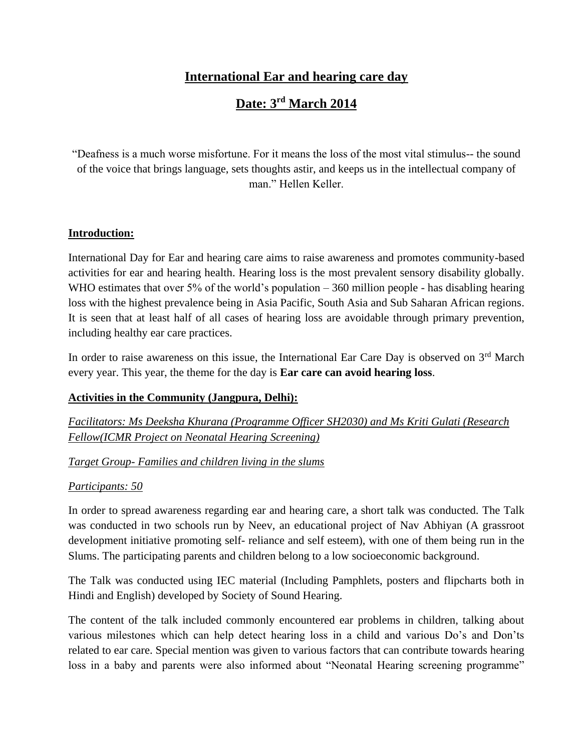# International Ear and hearing care day

## Date: 3rd March 2014

"Deafness is a much worse misfortune. For it means the loss of the most vital stimulus-- the sound of the voice that brings language, sets thoughts astir, and keeps us in the intellectual company of man." Hellen Keller.

**Introduction:**

International Day for Ear and hearing care aims to raise awareness and promotes community-based activities for ear and hearing health. Hearing loss is the most prevalent sensory disability globally. WHO estimates that over 5% of the world's population – 360 million people - has disabling hearing loss with the highest prevalence being in Asia Pacific, South Asia and Sub Saharan African regions. It is seen that at least half of all cases of hearing loss are avoidable through primary prevention, including healthy ear care practices.

In order to raise awareness on this issue, the International Ear Care Day is observed on 3rd March every year. This year, the theme for the day is **Ear care can avoid hearing loss**.

**Activities in the Community (Jangpura, Delhi):**

*Facilitators: Ms Deeksha Khurana (Programme Officer SH2030) and Ms Kriti Gulati (Research Fellow(ICMR Project on Neonatal Hearing Screening)*

*Target Group- Families and children living in the slums*

*Participants: 50*

In order to spread awareness regarding ear and hearing care, a short talk was conducted. The Talk was conducted in two schools run by Neev, an educational project of Nav Abhiyan (A grassroot development initiative promoting self- reliance and self esteem), with one of them being run in the Slums. The participating parents and children belong to a low socioeconomic background.

The Talk was conducted using IEC material (Including Pamphlets, posters and flipcharts both in Hindi and English) developed by Society of Sound Hearing.

The content of the talk included commonly encountered ear problems in children, talking about various milestones which can help detect hearing loss in a child and various Do's and Don'ts related to ear care. Special mention was given to various factors that can contribute towards hearing loss in a baby and parents were also informed about "Neonatal Hearing screening programme"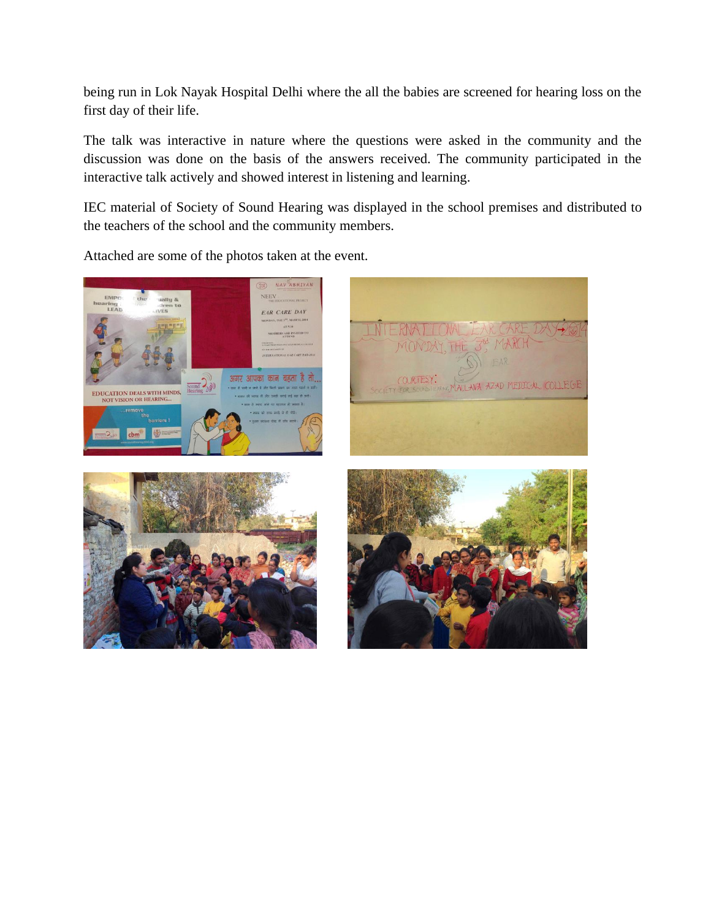being run in Lok Nayak Hospital Delhi where the all the babies are screened for hearing loss on the first day of their life.

The talk was interactive in nature where the questions were asked in the community and the discussion was done on the basis of the answers received. The community participated in the interactive talk actively and showed interest in listening and learning.

IEC material of Society of Sound Hearing was displayed in the school premises and distributed to the teachers of the school and the community members.

Attached are some of the photos taken at the event.